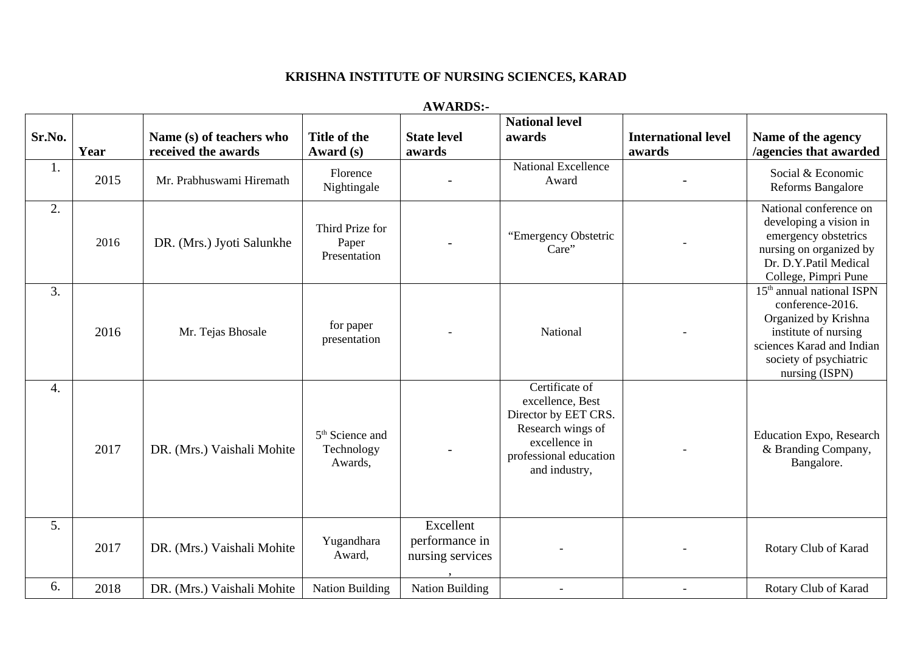# KRISHNA INSTITUTE OF NURSING SCIENCES, KARAD

## AWARDS:-

| Sr.No. | Year | Name (s) of teachers who received the awards | Title of the Award (s) | State level awards | National level awards | International level awards | Name of the agency /agencies that awarded |
|---|---|---|---|---|---|---|---|
| 1. | 2015 | Mr. Prabhuswami Hiremath | Florence Nightingale | - | National Excellence Award | - | Social & Economic Reforms Bangalore |
| 2. | 2016 | DR. (Mrs.) Jyoti Salunkhe | Third Prize for Paper Presentation | - | "Emergency Obstetric Care" | - | National conference on developing a vision in emergency obstetrics nursing on organized by Dr. D.Y.Patil Medical College, Pimpri Pune |
| 3. | 2016 | Mr. Tejas Bhosale | for paper presentation | - | National | - | 15th annual national ISPN conference-2016. Organized by Krishna institute of nursing sciences Karad and Indian society of psychiatric nursing (ISPN) |
| 4. | 2017 | DR. (Mrs.) Vaishali Mohite | 5th Science and Technology Awards, | - | Certificate of excellence, Best Director by EET CRS. Research wings of excellence in professional education and industry, | - | Education Expo, Research & Branding Company, Bangalore. |
| 5. | 2017 | DR. (Mrs.) Vaishali Mohite | Yugandhara Award, | Excellent performance in nursing services , | - | - | Rotary Club of Karad |
| 6. | 2018 | DR. (Mrs.) Vaishali Mohite | Nation Building | Nation Building | - | - | Rotary Club of Karad |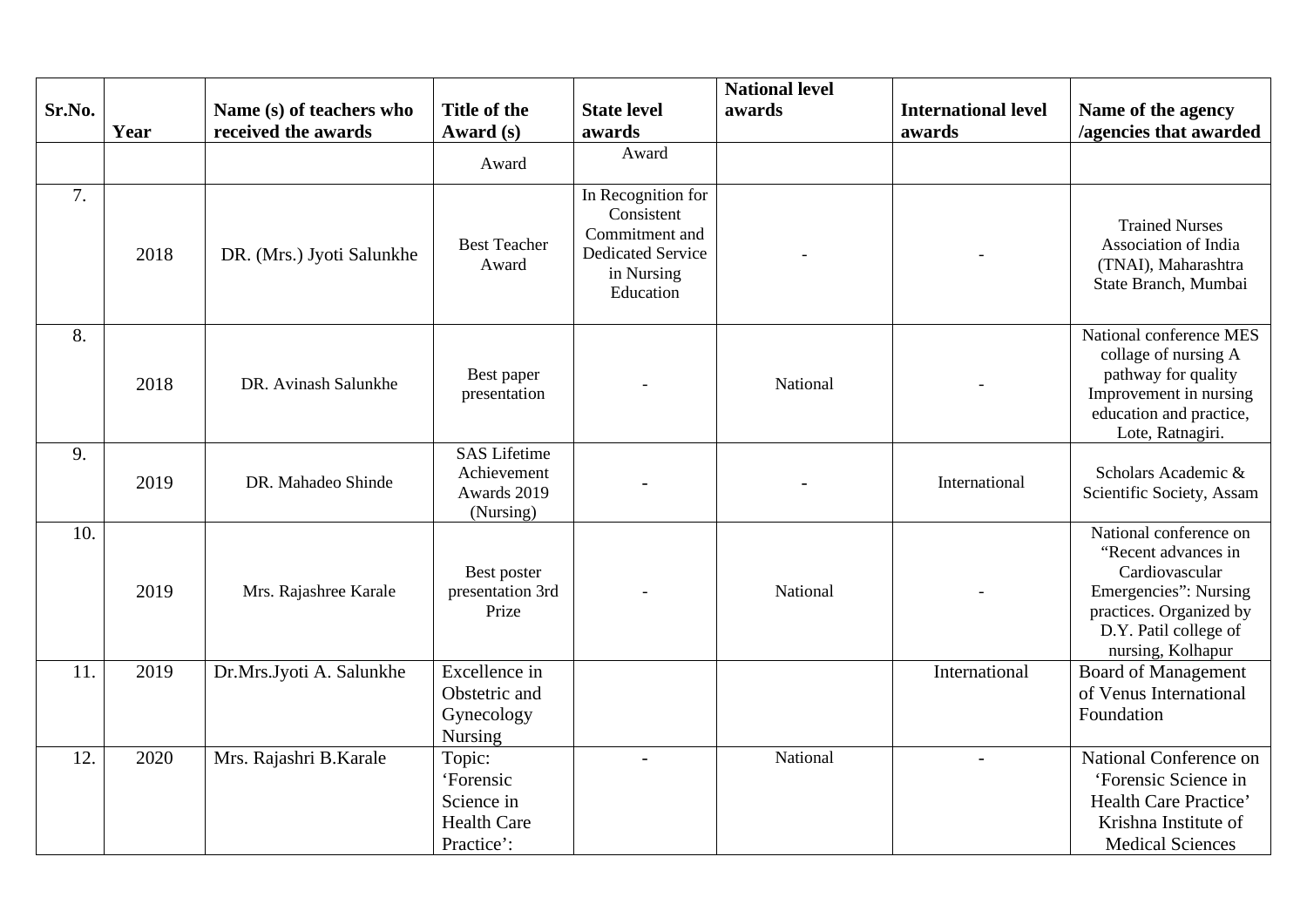| Sr.No. | Year | Name (s) of teachers who received the awards | Title of the Award (s) | State level awards | National level awards | International level awards | Name of the agency /agencies that awarded |
|---|---|---|---|---|---|---|---|
| | | | Award | Award | | | |
| 7. | 2018 | DR. (Mrs.) Jyoti Salunkhe | Best Teacher Award | In Recognition for Consistent Commitment and Dedicated Service in Nursing Education | - | - | Trained Nurses Association of India (TNAI), Maharashtra State Branch, Mumbai |
| 8. | 2018 | DR. Avinash Salunkhe | Best paper presentation | - | National | - | National conference MES collage of nursing A pathway for quality Improvement in nursing education and practice, Lote, Ratnagiri. |
| 9. | 2019 | DR. Mahadeo Shinde | SAS Lifetime Achievement Awards 2019 (Nursing) | - | - | International | Scholars Academic & Scientific Society, Assam |
| 10. | 2019 | Mrs. Rajashree Karale | Best poster presentation 3rd Prize | - | National | - | National conference on “Recent advances in Cardiovascular Emergencies”: Nursing practices. Organized by D.Y. Patil college of nursing, Kolhapur |
| 11. | 2019 | Dr.Mrs.Jyoti A. Salunkhe | Excellence in Obstetric and Gynecology Nursing | | | International | Board of Management of Venus International Foundation |
| 12. | 2020 | Mrs. Rajashri B.Karale | Topic: ‘Forensic Science in Health Care Practice’: | - | National | - | National Conference on ‘Forensic Science in Health Care Practice’ Krishna Institute of Medical Sciences |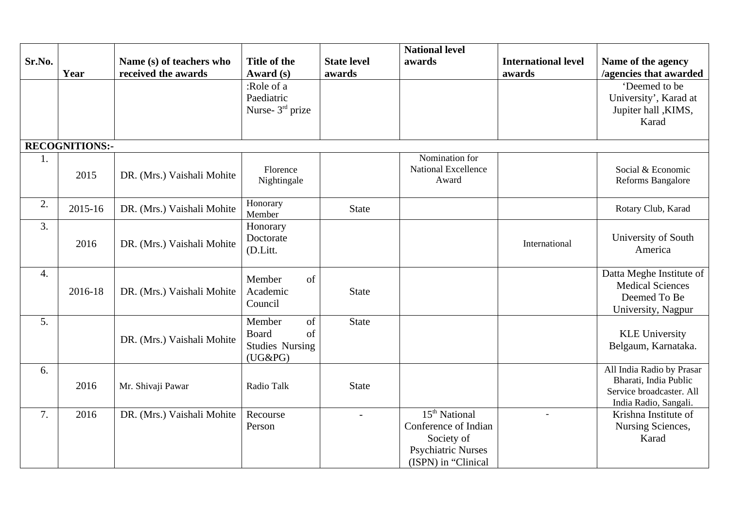| Sr.No. | Year | Name (s) of teachers who received the awards | Title of the Award (s) | State level awards | National level awards | International level awards | Name of the agency /agencies that awarded |
|---|---|---|---|---|---|---|---|
| | | | :Role of a Paediatric Nurse- 3rd prize | | | | 'Deemed to be University', Karad at Jupiter hall ,KIMS, Karad |
| **RECOGNITIONS:-** | | | | | | | |
| 1. | 2015 | DR. (Mrs.) Vaishali Mohite | Florence Nightingale | | Nomination for National Excellence Award | | Social & Economic Reforms Bangalore |
| 2. | 2015-16 | DR. (Mrs.) Vaishali Mohite | Honorary Member | State | | | Rotary Club, Karad |
| 3. | 2016 | DR. (Mrs.) Vaishali Mohite | Honorary Doctorate (D.Litt. | | | International | University of South America |
| 4. | 2016-18 | DR. (Mrs.) Vaishali Mohite | Member of Academic Council | State | | | Datta Meghe Institute of Medical Sciences Deemed To Be University, Nagpur |
| 5. | | DR. (Mrs.) Vaishali Mohite | Member of Board of Studies Nursing (UG&PG) | State | | | KLE University Belgaum, Karnataka. |
| 6. | 2016 | Mr. Shivaji Pawar | Radio Talk | State | | | All India Radio by Prasar Bharati, India Public Service broadcaster. All India Radio, Sangali. |
| 7. | 2016 | DR. (Mrs.) Vaishali Mohite | Recourse Person | - | 15th National Conference of Indian Society of Psychiatric Nurses (ISPN) in "Clinical | - | Krishna Institute of Nursing Sciences, Karad |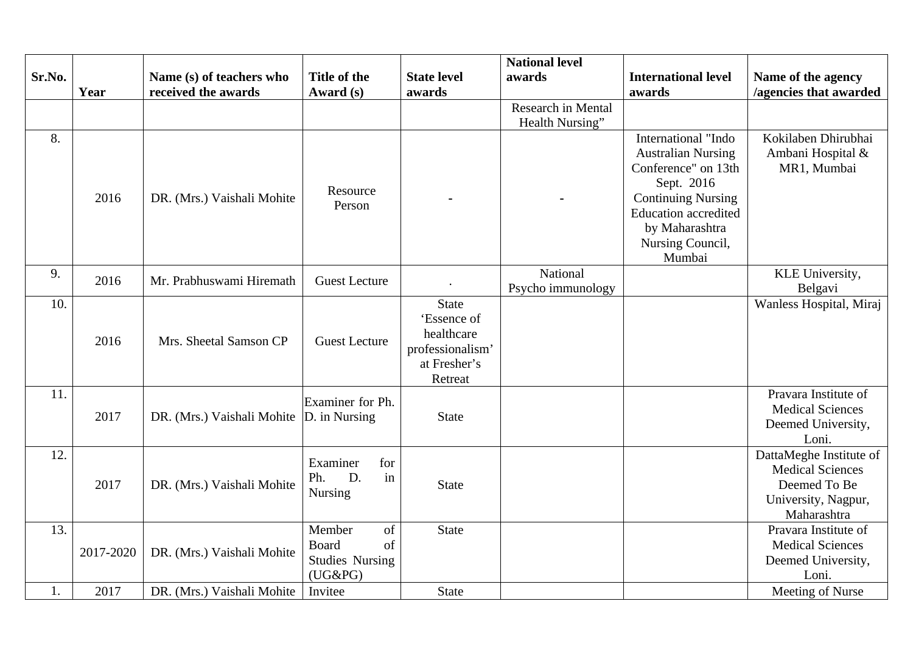| Sr.No. | Year | Name (s) of teachers who received the awards | Title of the Award (s) | State level awards | National level awards | International level awards | Name of the agency /agencies that awarded |
|---|---|---|---|---|---|---|---|
| | | | | | Research in Mental Health Nursing" | | |
| 8. | 2016 | DR. (Mrs.) Vaishali Mohite | Resource Person | - | - | International "Indo Australian Nursing Conference" on 13th Sept. 2016 Continuing Nursing Education accredited by Maharashtra Nursing Council, Mumbai | Kokilaben Dhirubhai Ambani Hospital & MR1, Mumbai |
| 9. | 2016 | Mr. Prabhuswami Hiremath | Guest Lecture | . | National Psycho immunology | | KLE University, Belgavi |
| 10. | 2016 | Mrs. Sheetal Samson CP | Guest Lecture | State 'Essence of healthcare professionalism' at Fresher's Retreat | | | Wanless Hospital, Miraj |
| 11. | 2017 | DR. (Mrs.) Vaishali Mohite | Examiner for Ph. D. in Nursing | State | | | Pravara Institute of Medical Sciences Deemed University, Loni. |
| 12. | 2017 | DR. (Mrs.) Vaishali Mohite | Examiner for Ph. D. in Nursing | State | | | DattaMeghe Institute of Medical Sciences Deemed To Be University, Nagpur, Maharashtra |
| 13. | 2017-2020 | DR. (Mrs.) Vaishali Mohite | Member of Board of Studies Nursing (UG&PG) | State | | | Pravara Institute of Medical Sciences Deemed University, Loni. |
| 1. | 2017 | DR. (Mrs.) Vaishali Mohite | Invitee | State | | | Meeting of Nurse |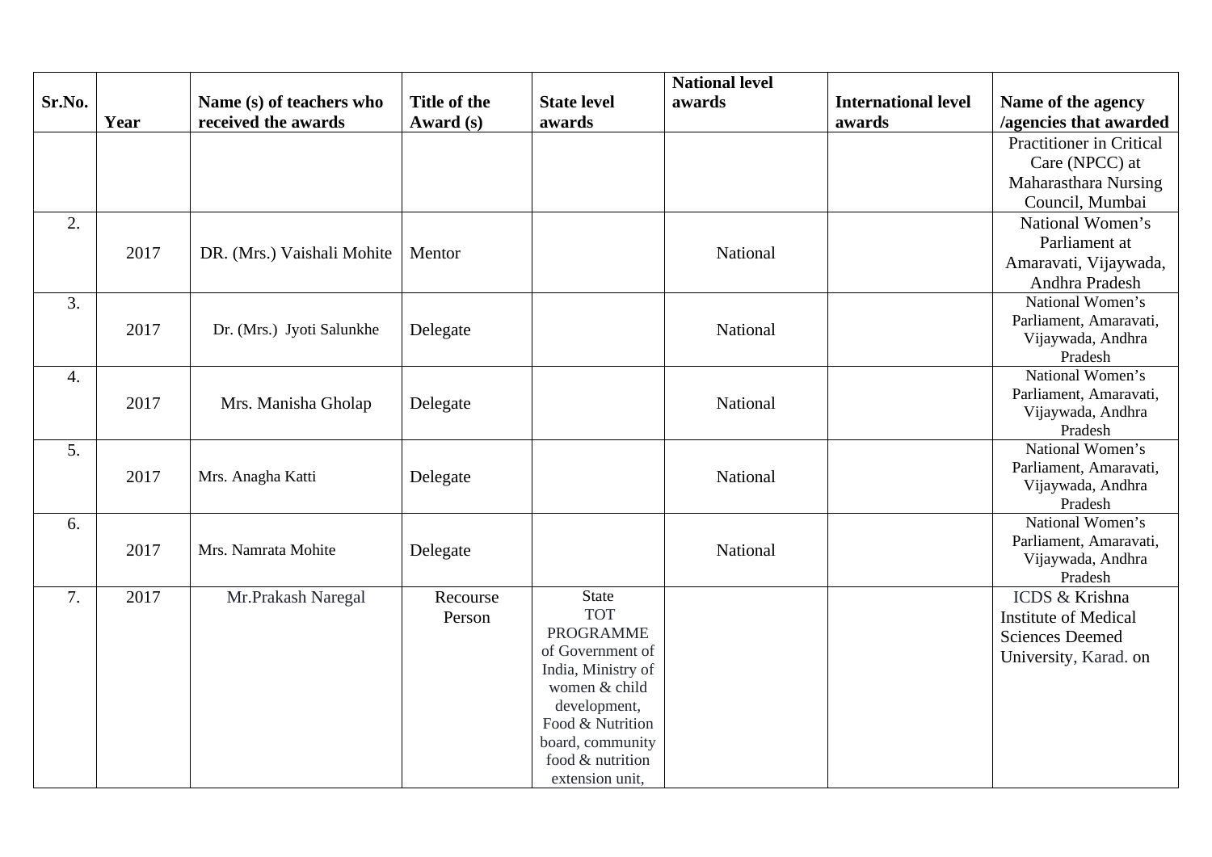| Sr.No. | Year | Name (s) of teachers who received the awards | Title of the Award (s) | State level awards | National level awards | International level awards | Name of the agency /agencies that awarded |
|---|---|---|---|---|---|---|---|
| | | | | | | | Practitioner in Critical Care (NPCC) at Maharasthara Nursing Council, Mumbai |
| 2. | 2017 | DR. (Mrs.) Vaishali Mohite | Mentor | | National | | National Women's Parliament at Amaravati, Vijaywada, Andhra Pradesh |
| 3. | 2017 | Dr. (Mrs.) Jyoti Salunkhe | Delegate | | National | | National Women's Parliament, Amaravati, Vijaywada, Andhra Pradesh |
| 4. | 2017 | Mrs. Manisha Gholap | Delegate | | National | | National Women's Parliament, Amaravati, Vijaywada, Andhra Pradesh |
| 5. | 2017 | Mrs. Anagha Katti | Delegate | | National | | National Women's Parliament, Amaravati, Vijaywada, Andhra Pradesh |
| 6. | 2017 | Mrs. Namrata Mohite | Delegate | | National | | National Women's Parliament, Amaravati, Vijaywada, Andhra Pradesh |
| 7. | 2017 | Mr.Prakash Naregal | Recourse Person | State TOT PROGRAMME of Government of India, Ministry of women & child development, Food & Nutrition board, community food & nutrition extension unit, | | | ICDS & Krishna Institute of Medical Sciences Deemed University, Karad. on |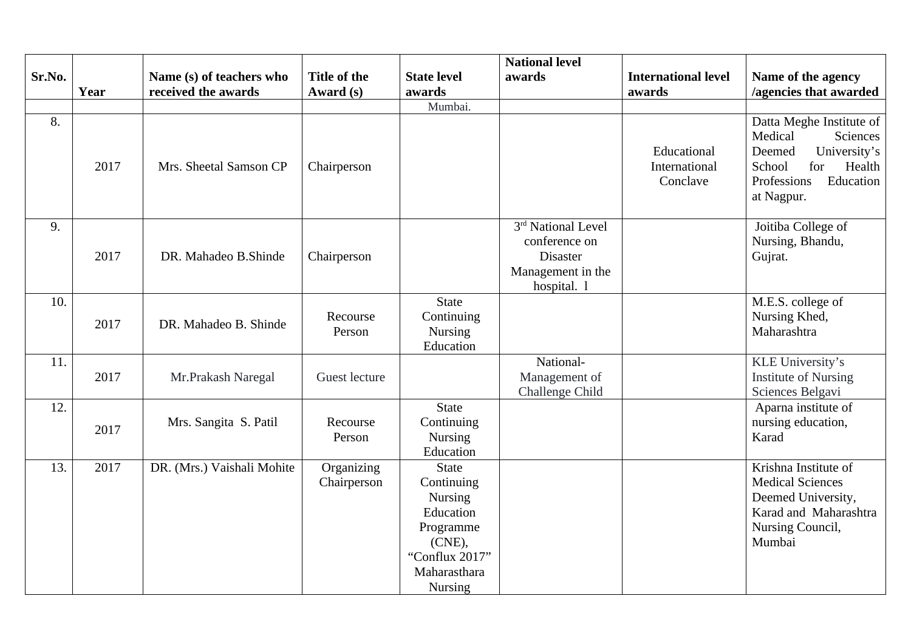| Sr.No. | Year | Name (s) of teachers who received the awards | Title of the Award (s) | State level awards | National level awards | International level awards | Name of the agency /agencies that awarded |
|---|---|---|---|---|---|---|---|
| | | | | Mumbai. | | | |
| 8. | 2017 | Mrs. Sheetal Samson CP | Chairperson | | | Educational International Conclave | Datta Meghe Institute of Medical Sciences Deemed University's School for Health Professions Education at Nagpur. |
| 9. | 2017 | DR. Mahadeo B.Shinde | Chairperson | | 3rd National Level conference on Disaster Management in the hospital. l | | Joitiba College of Nursing, Bhandu, Gujrat. |
| 10. | 2017 | DR. Mahadeo B. Shinde | Recourse Person | State Continuing Nursing Education | | | M.E.S. college of Nursing Khed, Maharashtra |
| 11. | 2017 | Mr.Prakash Naregal | Guest lecture | | National- Management of Challenge Child | | KLE University's Institute of Nursing Sciences Belgavi |
| 12. | 2017 | Mrs. Sangita S. Patil | Recourse Person | State Continuing Nursing Education | | | Aparna institute of nursing education, Karad |
| 13. | 2017 | DR. (Mrs.) Vaishali Mohite | Organizing Chairperson | State Continuing Nursing Education Programme (CNE), "Conflux 2017" Maharasthara Nursing | | | Krishna Institute of Medical Sciences Deemed University, Karad and Maharashtra Nursing Council, Mumbai |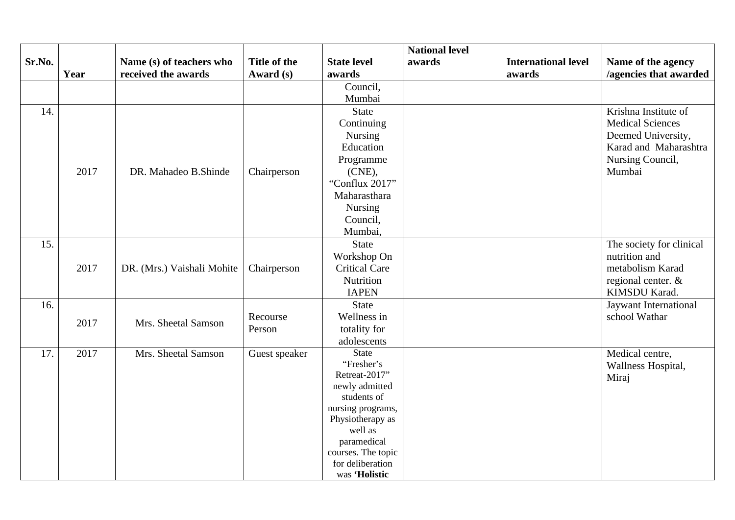| Sr.No. | Year | Name (s) of teachers who received the awards | Title of the Award (s) | State level awards | National level awards | International level awards | Name of the agency /agencies that awarded |
|---|---|---|---|---|---|---|---|
| | | | | Council, Mumbai | | | |
| 14. | 2017 | DR. Mahadeo B.Shinde | Chairperson | State Continuing Nursing Education Programme (CNE), "Conflux 2017" Maharasthara Nursing Council, Mumbai, | | | Krishna Institute of Medical Sciences Deemed University, Karad and Maharashtra Nursing Council, Mumbai |
| 15. | 2017 | DR. (Mrs.) Vaishali Mohite | Chairperson | State Workshop On Critical Care Nutrition IAPEN | | | The society for clinical nutrition and metabolism Karad regional center. & KIMSDU Karad. |
| 16. | 2017 | Mrs. Sheetal Samson | Recourse Person | State Wellness in totality for adolescents | | | Jaywant International school Wathar |
| 17. | 2017 | Mrs. Sheetal Samson | Guest speaker | State "Fresher's Retreat-2017" newly admitted students of nursing programs, Physiotherapy as well as paramedical courses. The topic for deliberation was **'Holistic** | | | Medical centre, Wallness Hospital, Miraj |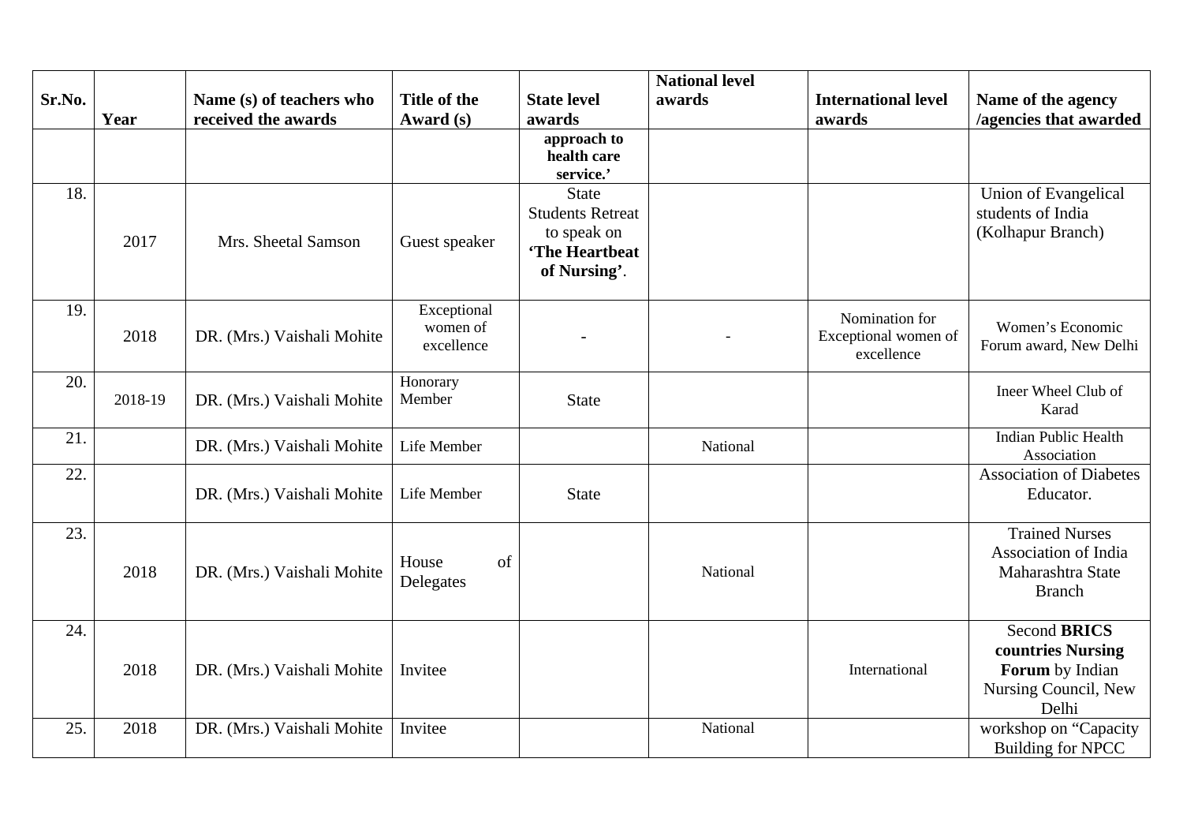| Sr.No. | Year | Name (s) of teachers who received the awards | Title of the Award (s) | State level awards | National level awards | International level awards | Name of the agency /agencies that awarded |
|---|---|---|---|---|---|---|---|
| | | | | **approach to health care service.'** | | | |
| 18. | 2017 | Mrs. Sheetal Samson | Guest speaker | State Students Retreat to speak on **'The Heartbeat of Nursing'**. | | | Union of Evangelical students of India (Kolhapur Branch) |
| 19. | 2018 | DR. (Mrs.) Vaishali Mohite | Exceptional women of excellence | - | - | Nomination for Exceptional women of excellence | Women's Economic Forum award, New Delhi |
| 20. | 2018-19 | DR. (Mrs.) Vaishali Mohite | Honorary Member | State | | | Ineer Wheel Club of Karad |
| 21. | | DR. (Mrs.) Vaishali Mohite | Life Member | | National | | Indian Public Health Association |
| 22. | | DR. (Mrs.) Vaishali Mohite | Life Member | State | | | Association of Diabetes Educator. |
| 23. | 2018 | DR. (Mrs.) Vaishali Mohite | House of Delegates | | National | | Trained Nurses Association of India Maharashtra State Branch |
| 24. | 2018 | DR. (Mrs.) Vaishali Mohite | Invitee | | | International | Second **BRICS countries Nursing Forum** by Indian Nursing Council, New Delhi |
| 25. | 2018 | DR. (Mrs.) Vaishali Mohite | Invitee | | National | | workshop on "Capacity Building for NPCC |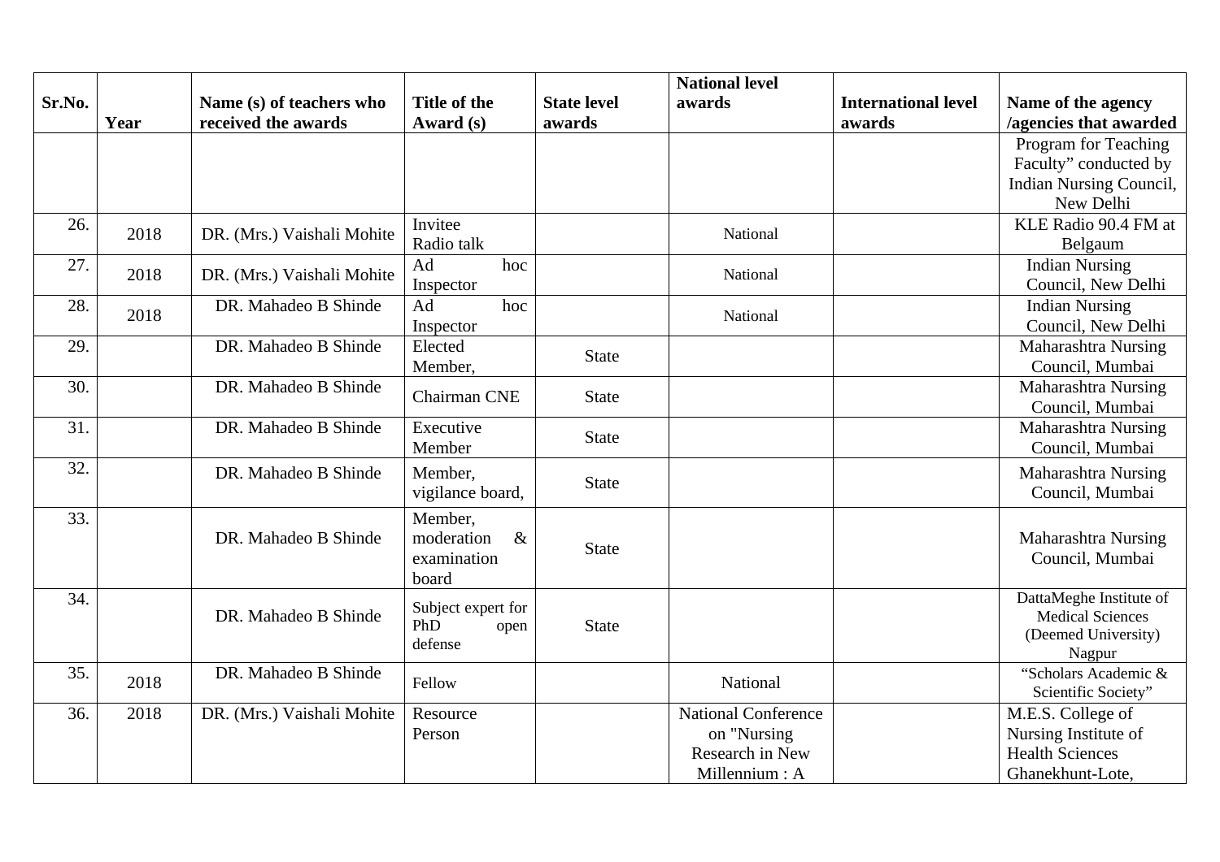| Sr.No. | Year | Name (s) of teachers who received the awards | Title of the Award (s) | State level awards | National level awards | International level awards | Name of the agency /agencies that awarded |
|---|---|---|---|---|---|---|---|
| | | | | | | | Program for Teaching Faculty" conducted by Indian Nursing Council, New Delhi |
| 26. | 2018 | DR. (Mrs.) Vaishali Mohite | Invitee Radio talk | | National | | KLE Radio 90.4 FM at Belgaum |
| 27. | 2018 | DR. (Mrs.) Vaishali Mohite | Ad hoc Inspector | | National | | Indian Nursing Council, New Delhi |
| 28. | 2018 | DR. Mahadeo B Shinde | Ad hoc Inspector | | National | | Indian Nursing Council, New Delhi |
| 29. | | DR. Mahadeo B Shinde | Elected Member, | State | | | Maharashtra Nursing Council, Mumbai |
| 30. | | DR. Mahadeo B Shinde | Chairman CNE | State | | | Maharashtra Nursing Council, Mumbai |
| 31. | | DR. Mahadeo B Shinde | Executive Member | State | | | Maharashtra Nursing Council, Mumbai |
| 32. | | DR. Mahadeo B Shinde | Member, vigilance board, | State | | | Maharashtra Nursing Council, Mumbai |
| 33. | | DR. Mahadeo B Shinde | Member, moderation & examination board | State | | | Maharashtra Nursing Council, Mumbai |
| 34. | | DR. Mahadeo B Shinde | Subject expert for PhD open defense | State | | | DattaMeghe Institute of Medical Sciences (Deemed University) Nagpur |
| 35. | 2018 | DR. Mahadeo B Shinde | Fellow | | National | | "Scholars Academic & Scientific Society" |
| 36. | 2018 | DR. (Mrs.) Vaishali Mohite | Resource Person | | National Conference on "Nursing Research in New Millennium : A | | M.E.S. College of Nursing Institute of Health Sciences Ghanekhunt-Lote, |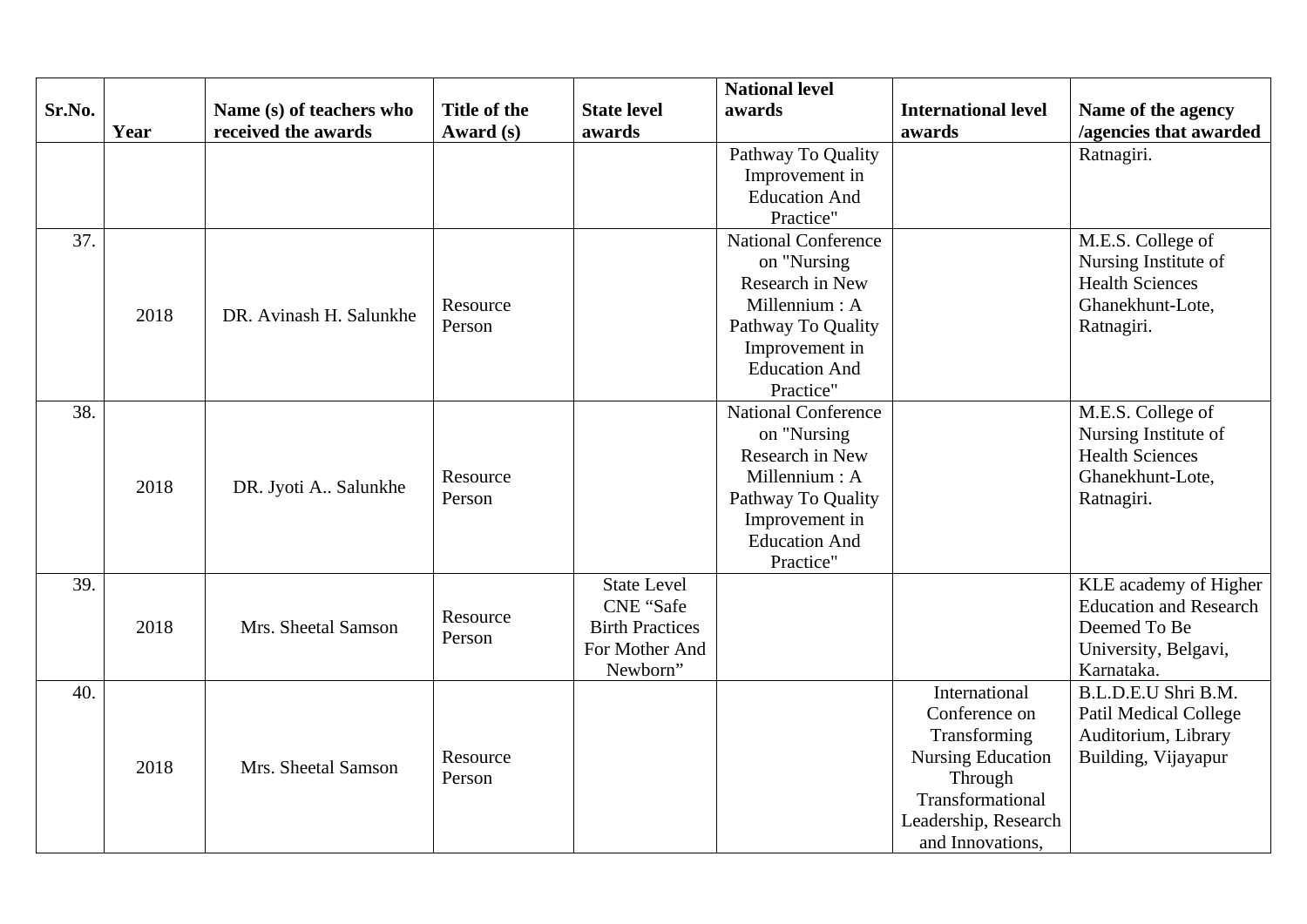| Sr.No. | Year | Name (s) of teachers who received the awards | Title of the Award (s) | State level awards | National level awards | International level awards | Name of the agency /agencies that awarded |
|---|---|---|---|---|---|---|---|
| | | | | | Pathway To Quality Improvement in Education And Practice" | | Ratnagiri. |
| 37. | 2018 | DR. Avinash H. Salunkhe | Resource Person | | National Conference on "Nursing Research in New Millennium : A Pathway To Quality Improvement in Education And Practice" | | M.E.S. College of Nursing Institute of Health Sciences Ghanekhunt-Lote, Ratnagiri. |
| 38. | 2018 | DR. Jyoti A.. Salunkhe | Resource Person | | National Conference on "Nursing Research in New Millennium : A Pathway To Quality Improvement in Education And Practice" | | M.E.S. College of Nursing Institute of Health Sciences Ghanekhunt-Lote, Ratnagiri. |
| 39. | 2018 | Mrs. Sheetal Samson | Resource Person | State Level CNE "Safe Birth Practices For Mother And Newborn" | | | KLE academy of Higher Education and Research Deemed To Be University, Belgavi, Karnataka. |
| 40. | 2018 | Mrs. Sheetal Samson | Resource Person | | | International Conference on Transforming Nursing Education Through Transformational Leadership, Research and Innovations, | B.L.D.E.U Shri B.M. Patil Medical College Auditorium, Library Building, Vijayapur |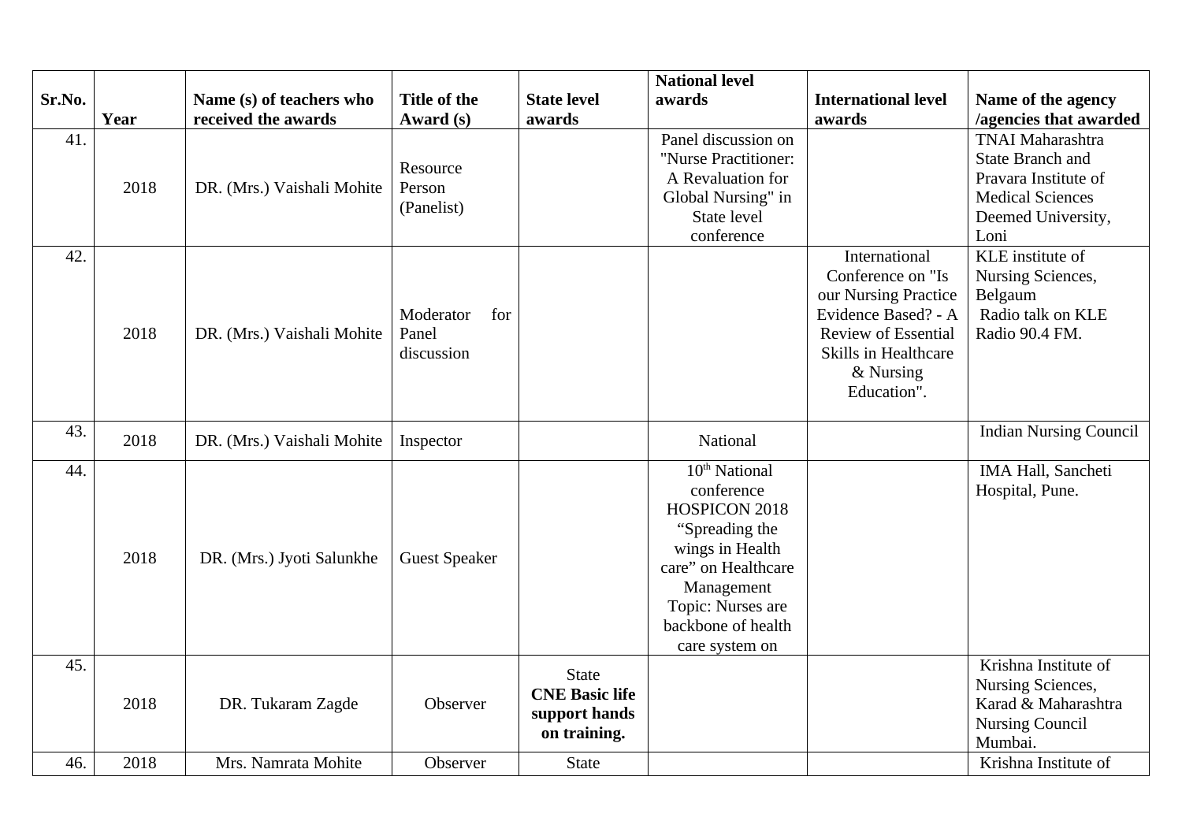| Sr.No. | Year | Name (s) of teachers who received the awards | Title of the Award (s) | State level awards | National level awards | International level awards | Name of the agency /agencies that awarded |
|---|---|---|---|---|---|---|---|
| 41. | 2018 | DR. (Mrs.) Vaishali Mohite | Resource Person (Panelist) | | Panel discussion on "Nurse Practitioner: A Revaluation for Global Nursing" in State level conference | | TNAI Maharashtra State Branch and Pravara Institute of Medical Sciences Deemed University, Loni |
| 42. | 2018 | DR. (Mrs.) Vaishali Mohite | Moderator for Panel discussion | | | International Conference on "Is our Nursing Practice Evidence Based? - A Review of Essential Skills in Healthcare & Nursing Education". | KLE institute of Nursing Sciences, Belgaum Radio talk on KLE Radio 90.4 FM. |
| 43. | 2018 | DR. (Mrs.) Vaishali Mohite | Inspector | | National | | Indian Nursing Council |
| 44. | 2018 | DR. (Mrs.) Jyoti Salunkhe | Guest Speaker | | 10th National conference HOSPICON 2018 "Spreading the wings in Health care" on Healthcare Management Topic: Nurses are backbone of health care system on | | IMA Hall, Sancheti Hospital, Pune. |
| 45. | 2018 | DR. Tukaram Zagde | Observer | State **CNE Basic life support hands on training.** | | | Krishna Institute of Nursing Sciences, Karad & Maharashtra Nursing Council Mumbai. |
| 46. | 2018 | Mrs. Namrata Mohite | Observer | State | | | Krishna Institute of |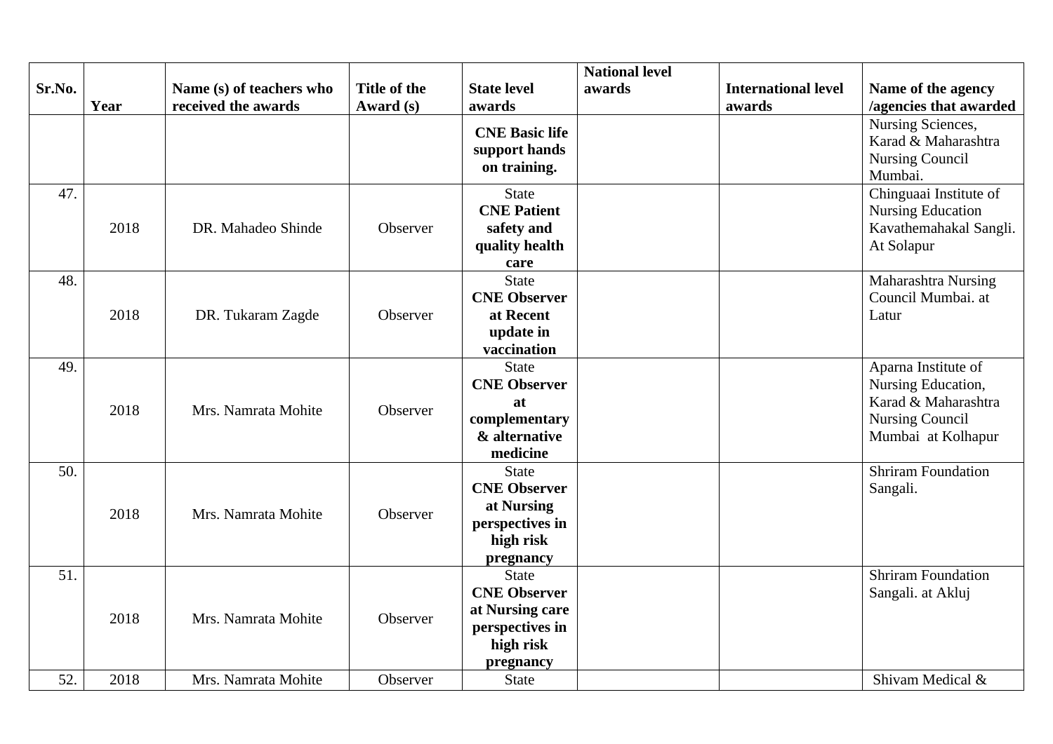| Sr.No. | Year | Name (s) of teachers who received the awards | Title of the Award (s) | State level awards | National level awards | International level awards | Name of the agency /agencies that awarded |
|---|---|---|---|---|---|---|---|
| | | | | **CNE Basic life support hands on training.** | | | Nursing Sciences, Karad & Maharashtra Nursing Council Mumbai. |
| 47. | 2018 | DR. Mahadeo Shinde | Observer | State **CNE Patient safety and quality health care** | | | Chinguaai Institute of Nursing Education Kavathemahakal Sangli. At Solapur |
| 48. | 2018 | DR. Tukaram Zagde | Observer | State **CNE Observer at Recent update in vaccination** | | | Maharashtra Nursing Council Mumbai. at Latur |
| 49. | 2018 | Mrs. Namrata Mohite | Observer | State **CNE Observer at complementary & alternative medicine** | | | Aparna Institute of Nursing Education, Karad & Maharashtra Nursing Council Mumbai at Kolhapur |
| 50. | 2018 | Mrs. Namrata Mohite | Observer | State **CNE Observer at Nursing perspectives in high risk pregnancy** | | | Shriram Foundation Sangali. |
| 51. | 2018 | Mrs. Namrata Mohite | Observer | State **CNE Observer at Nursing care perspectives in high risk pregnancy** | | | Shriram Foundation Sangali. at Akluj |
| 52. | 2018 | Mrs. Namrata Mohite | Observer | State | | | Shivam Medical & |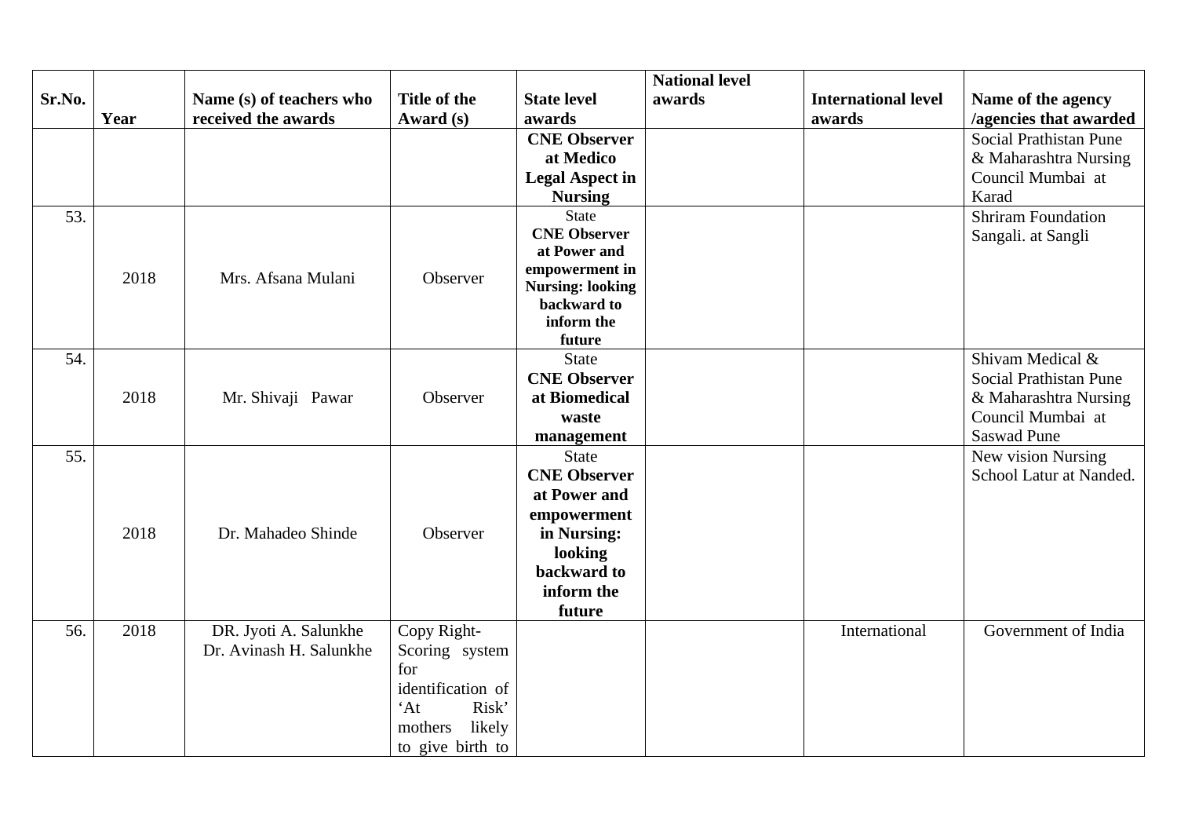| Sr.No. | Year | Name (s) of teachers who received the awards | Title of the Award (s) | State level awards | National level awards | International level awards | Name of the agency /agencies that awarded |
|---|---|---|---|---|---|---|---|
| | | | | **CNE Observer at Medico Legal Aspect in Nursing** | | | Social Prathistan Pune & Maharashtra Nursing Council Mumbai at Karad |
| 53. | 2018 | Mrs. Afsana Mulani | Observer | State **CNE Observer at Power and empowerment in Nursing: looking backward to inform the future** | | | Shriram Foundation Sangali. at Sangli |
| 54. | 2018 | Mr. Shivaji Pawar | Observer | State **CNE Observer at Biomedical waste management** | | | Shivam Medical & Social Prathistan Pune & Maharashtra Nursing Council Mumbai at Saswad Pune |
| 55. | 2018 | Dr. Mahadeo Shinde | Observer | State **CNE Observer at Power and empowerment in Nursing: looking backward to inform the future** | | | New vision Nursing School Latur at Nanded. |
| 56. | 2018 | DR. Jyoti A. Salunkhe Dr. Avinash H. Salunkhe | Copy Right- Scoring system for identification of 'At Risk' mothers likely to give birth to | | | International | Government of India |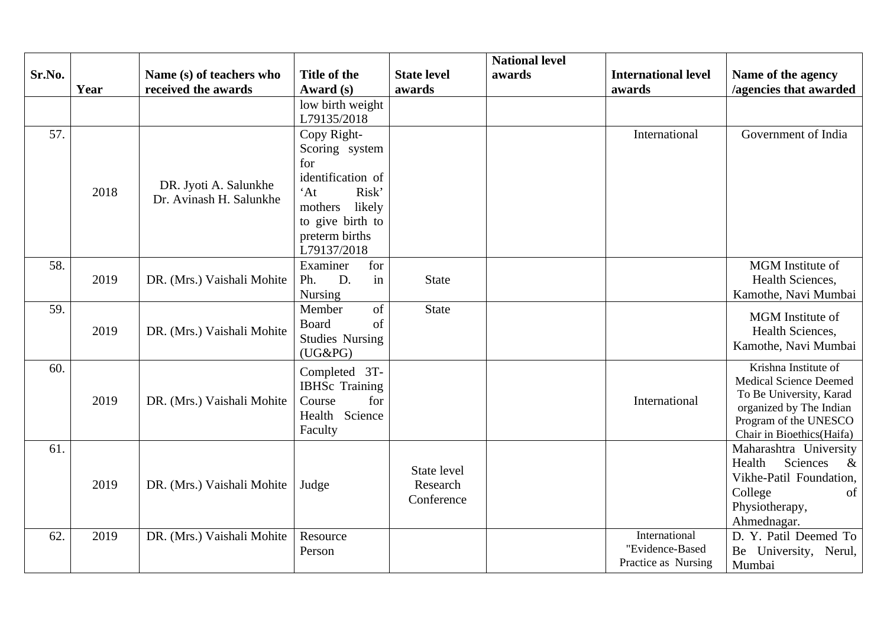| Sr.No. | Year | Name (s) of teachers who received the awards | Title of the Award (s) | State level awards | National level awards | International level awards | Name of the agency /agencies that awarded |
|---|---|---|---|---|---|---|---|
| | | | low birth weight L79135/2018 | | | | |
| 57. | 2018 | DR. Jyoti A. Salunkhe Dr. Avinash H. Salunkhe | Copy Right- Scoring system for identification of 'At Risk' mothers likely to give birth to preterm births L79137/2018 | | | International | Government of India |
| 58. | 2019 | DR. (Mrs.) Vaishali Mohite | Examiner for Ph. D. in Nursing | State | | | MGM Institute of Health Sciences, Kamothe, Navi Mumbai |
| 59. | 2019 | DR. (Mrs.) Vaishali Mohite | Member of Board of Studies Nursing (UG&PG) | State | | | MGM Institute of Health Sciences, Kamothe, Navi Mumbai |
| 60. | 2019 | DR. (Mrs.) Vaishali Mohite | Completed 3T-IBHSc Training Course for Health Science Faculty | | | International | Krishna Institute of Medical Science Deemed To Be University, Karad organized by The Indian Program of the UNESCO Chair in Bioethics(Haifa) |
| 61. | 2019 | DR. (Mrs.) Vaishali Mohite | Judge | State level Research Conference | | | Maharashtra University Health Sciences & Vikhe-Patil Foundation, College of Physiotherapy, Ahmednagar. |
| 62. | 2019 | DR. (Mrs.) Vaishali Mohite | Resource Person | | | International "Evidence-Based Practice as Nursing | D. Y. Patil Deemed To Be University, Nerul, Mumbai |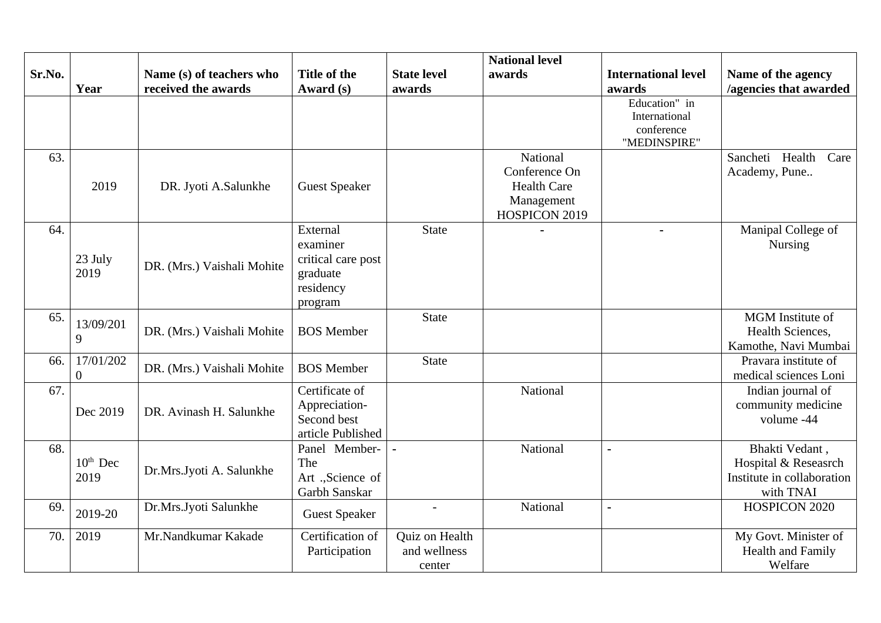| Sr.No. | Year | Name (s) of teachers who received the awards | Title of the Award (s) | State level awards | National level awards | International level awards | Name of the agency /agencies that awarded |
|---|---|---|---|---|---|---|---|
| | | | | | | Education" in International conference "MEDINSPIRE" | |
| 63. | 2019 | DR. Jyoti A.Salunkhe | Guest Speaker | | National Conference On Health Care Management HOSPICON 2019 | | Sancheti Health Care Academy, Pune.. |
| 64. | 23 July 2019 | DR. (Mrs.) Vaishali Mohite | External examiner critical care post graduate residency program | State | - | - | Manipal College of Nursing |
| 65. | 13/09/2019 | DR. (Mrs.) Vaishali Mohite | BOS Member | State | | | MGM Institute of Health Sciences, Kamothe, Navi Mumbai |
| 66. | 17/01/2020 | DR. (Mrs.) Vaishali Mohite | BOS Member | State | | | Pravara institute of medical sciences Loni |
| 67. | Dec 2019 | DR. Avinash H. Salunkhe | Certificate of Appreciation- Second best article Published | | National | | Indian journal of community medicine volume -44 |
| 68. | 10th Dec 2019 | Dr.Mrs.Jyoti A. Salunkhe | Panel Member- The Art .,Science of Garbh Sanskar | - | National | - | Bhakti Vedant , Hospital & Reseasrch Institute in collaboration with TNAI |
| 69. | 2019-20 | Dr.Mrs.Jyoti Salunkhe | Guest Speaker | - | National | - | HOSPICON 2020 |
| 70. | 2019 | Mr.Nandkumar Kakade | Certification of Participation | Quiz on Health and wellness center | | | My Govt. Minister of Health and Family Welfare |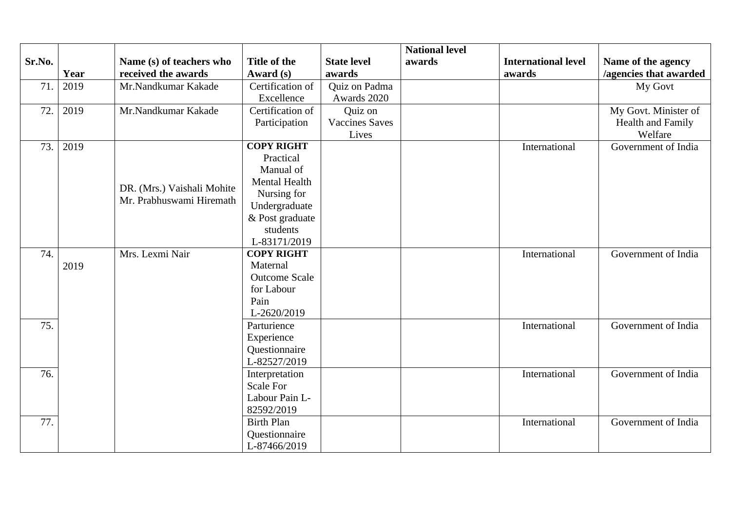| Sr.No. | Year | Name (s) of teachers who received the awards | Title of the Award (s) | State level awards | National level awards | International level awards | Name of the agency /agencies that awarded |
|---|---|---|---|---|---|---|---|
| 71. | 2019 | Mr.Nandkumar Kakade | Certification of Excellence | Quiz on Padma Awards 2020 | | | My Govt |
| 72. | 2019 | Mr.Nandkumar Kakade | Certification of Participation | Quiz on Vaccines Saves Lives | | | My Govt. Minister of Health and Family Welfare |
| 73. | 2019 | DR. (Mrs.) Vaishali Mohite Mr. Prabhuswami Hiremath | **COPY RIGHT** Practical Manual of Mental Health Nursing for Undergraduate & Post graduate students L-83171/2019 | | | International | Government of India |
| 74. | 2019 | Mrs. Lexmi Nair | **COPY RIGHT** Maternal Outcome Scale for Labour Pain L-2620/2019 | | | International | Government of India |
| 75. | | | Parturience Experience Questionnaire L-82527/2019 | | | International | Government of India |
| 76. | | | Interpretation Scale For Labour Pain L-82592/2019 | | | International | Government of India |
| 77. | | | Birth Plan Questionnaire L-87466/2019 | | | International | Government of India |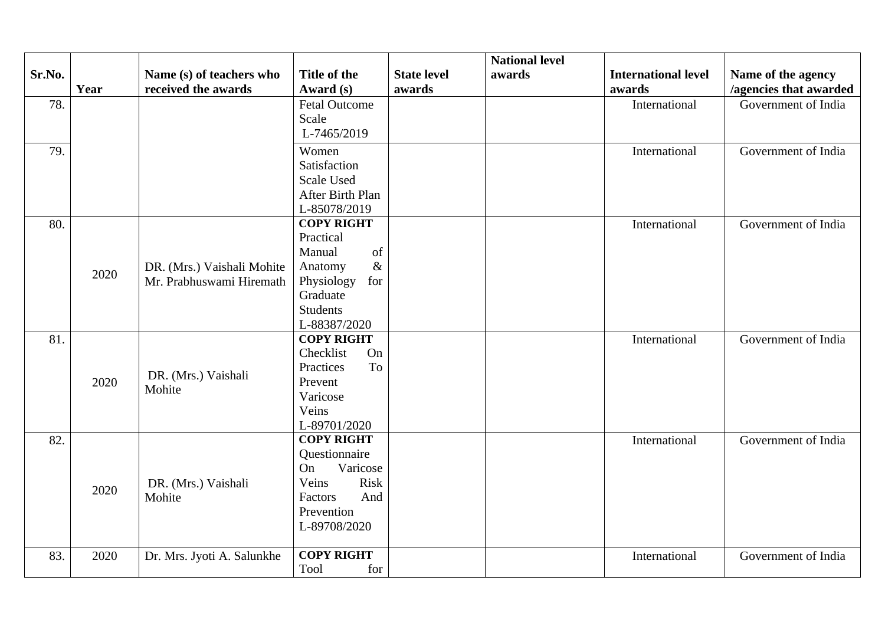| Sr.No. | Year | Name (s) of teachers who received the awards | Title of the Award (s) | State level awards | National level awards | International level awards | Name of the agency /agencies that awarded |
|---|---|---|---|---|---|---|---|
| 78. | | | Fetal Outcome Scale L-7465/2019 | | | International | Government of India |
| 79. | | | Women Satisfaction Scale Used After Birth Plan L-85078/2019 | | | International | Government of India |
| 80. | 2020 | DR. (Mrs.) Vaishali Mohite Mr. Prabhuswami Hiremath | **COPY RIGHT** Practical Manual of Anatomy & Physiology for Graduate Students L-88387/2020 | | | International | Government of India |
| 81. | 2020 | DR. (Mrs.) Vaishali Mohite | **COPY RIGHT** Checklist On Practices To Prevent Varicose Veins L-89701/2020 | | | International | Government of India |
| 82. | 2020 | DR. (Mrs.) Vaishali Mohite | **COPY RIGHT** Questionnaire On Varicose Veins Risk Factors And Prevention L-89708/2020 | | | International | Government of India |
| 83. | 2020 | Dr. Mrs. Jyoti A. Salunkhe | **COPY RIGHT** Tool for | | | International | Government of India |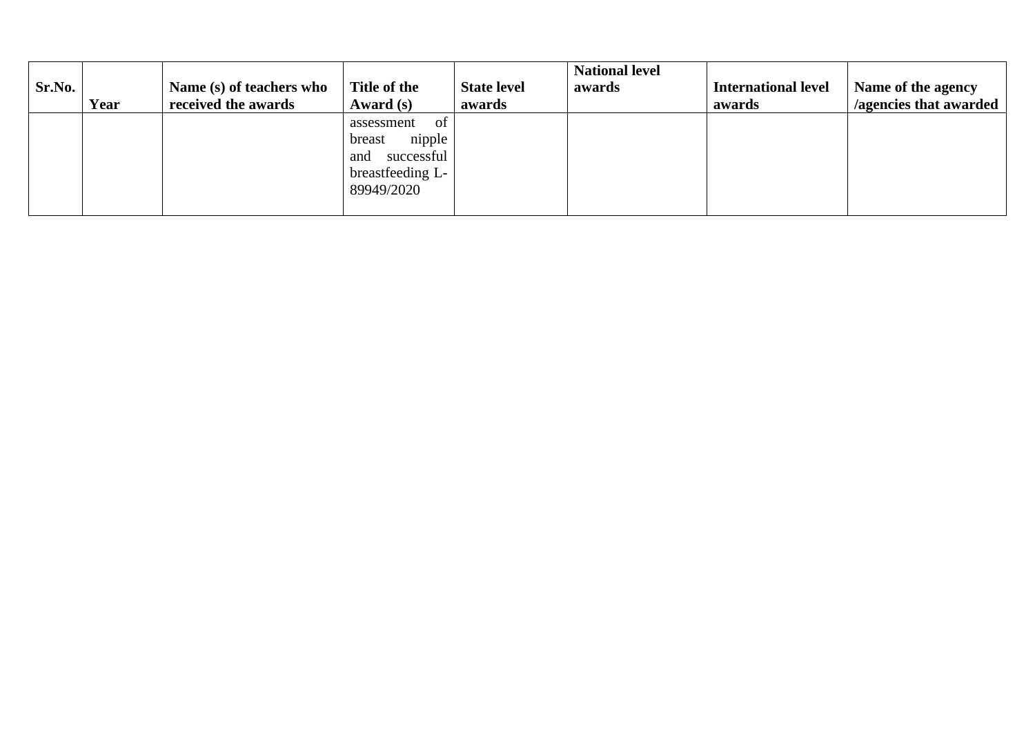| Sr.No. | Year | Name (s) of teachers who received the awards | Title of the Award (s) | State level awards | National level awards | International level awards | Name of the agency /agencies that awarded |
|---|---|---|---|---|---|---|---|
| | | | assessment of breast nipple and successful breastfeeding L-89949/2020 | | | | |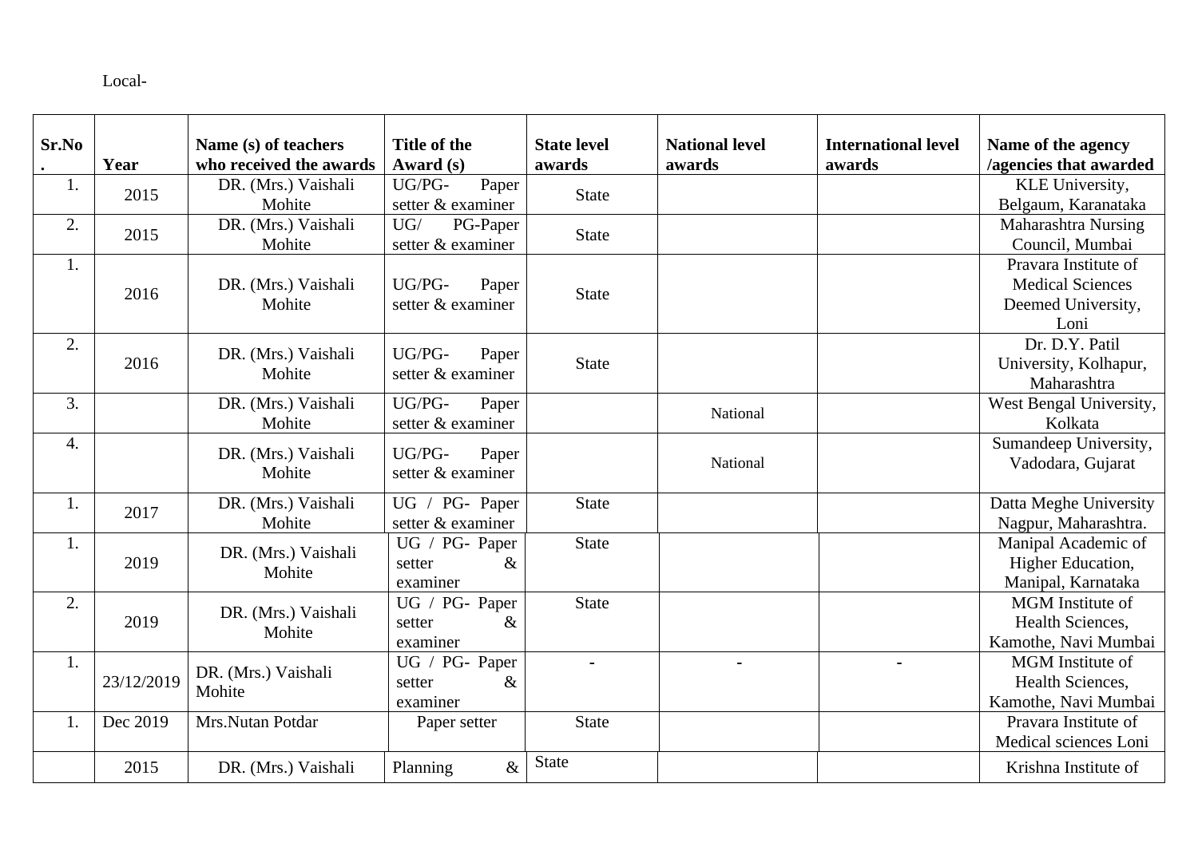Local-

| Sr.No. | Year | Name (s) of teachers who received the awards | Title of the Award (s) | State level awards | National level awards | International level awards | Name of the agency /agencies that awarded |
|---|---|---|---|---|---|---|---|
| 1. | 2015 | DR. (Mrs.) Vaishali Mohite | UG/PG- Paper setter & examiner | State | | | KLE University, Belgaum, Karanataka |
| 2. | 2015 | DR. (Mrs.) Vaishali Mohite | UG/ PG-Paper setter & examiner | State | | | Maharashtra Nursing Council, Mumbai |
| 1. | 2016 | DR. (Mrs.) Vaishali Mohite | UG/PG- Paper setter & examiner | State | | | Pravara Institute of Medical Sciences Deemed University, Loni |
| 2. | 2016 | DR. (Mrs.) Vaishali Mohite | UG/PG- Paper setter & examiner | State | | | Dr. D.Y. Patil University, Kolhapur, Maharashtra |
| 3. | | DR. (Mrs.) Vaishali Mohite | UG/PG- Paper setter & examiner | | National | | West Bengal University, Kolkata |
| 4. | | DR. (Mrs.) Vaishali Mohite | UG/PG- Paper setter & examiner | | National | | Sumandeep University, Vadodara, Gujarat |
| 1. | 2017 | DR. (Mrs.) Vaishali Mohite | UG / PG- Paper setter & examiner | State | | | Datta Meghe University Nagpur, Maharashtra. |
| 1. | 2019 | DR. (Mrs.) Vaishali Mohite | UG / PG- Paper setter & examiner | State | | | Manipal Academic of Higher Education, Manipal, Karnataka |
| 2. | 2019 | DR. (Mrs.) Vaishali Mohite | UG / PG- Paper setter & examiner | State | | | MGM Institute of Health Sciences, Kamothe, Navi Mumbai |
| 1. | 23/12/2019 | DR. (Mrs.) Vaishali Mohite | UG / PG- Paper setter & examiner | - | - | - | MGM Institute of Health Sciences, Kamothe, Navi Mumbai |
| 1. | Dec 2019 | Mrs.Nutan Potdar | Paper setter | State | | | Pravara Institute of Medical sciences Loni |
| | 2015 | DR. (Mrs.) Vaishali | Planning & | State | | | Krishna Institute of |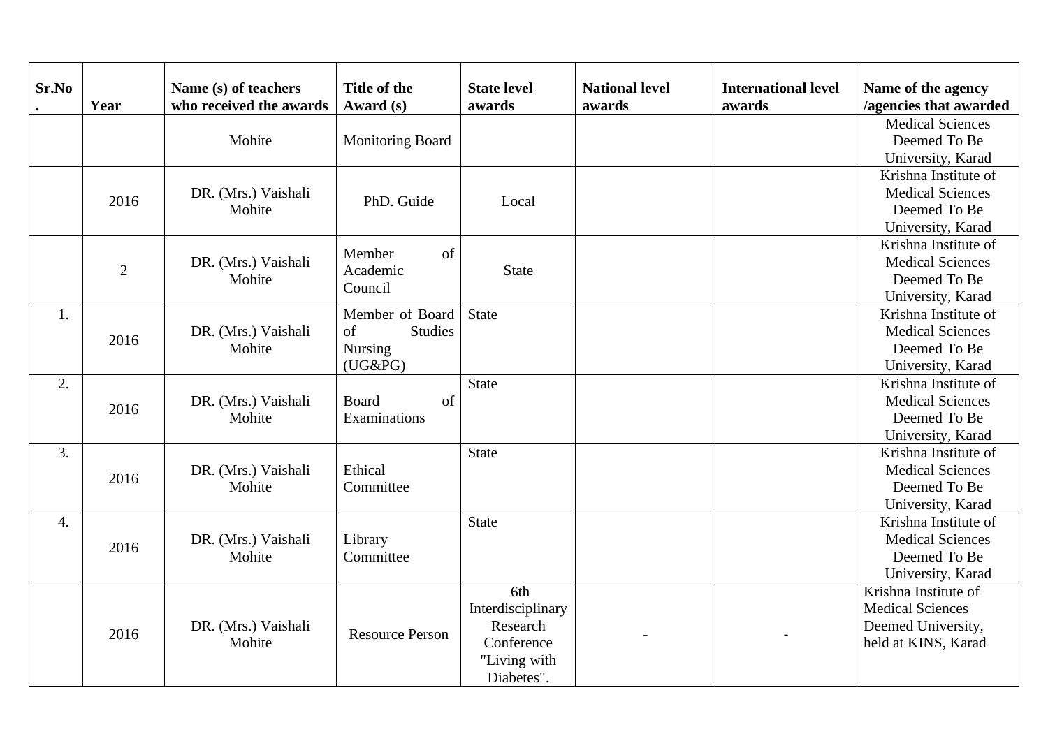| Sr.No. | Year | Name (s) of teachers who received the awards | Title of the Award (s) | State level awards | National level awards | International level awards | Name of the agency /agencies that awarded |
|---|---|---|---|---|---|---|---|
| | | Mohite | Monitoring Board | | | | Medical Sciences Deemed To Be University, Karad |
| | 2016 | DR. (Mrs.) Vaishali Mohite | PhD. Guide | Local | | | Krishna Institute of Medical Sciences Deemed To Be University, Karad |
| | 2 | DR. (Mrs.) Vaishali Mohite | Member of Academic Council | State | | | Krishna Institute of Medical Sciences Deemed To Be University, Karad |
| 1. | 2016 | DR. (Mrs.) Vaishali Mohite | Member of Board of Studies Nursing (UG&PG) | State | | | Krishna Institute of Medical Sciences Deemed To Be University, Karad |
| 2. | 2016 | DR. (Mrs.) Vaishali Mohite | Board of Examinations | State | | | Krishna Institute of Medical Sciences Deemed To Be University, Karad |
| 3. | 2016 | DR. (Mrs.) Vaishali Mohite | Ethical Committee | State | | | Krishna Institute of Medical Sciences Deemed To Be University, Karad |
| 4. | 2016 | DR. (Mrs.) Vaishali Mohite | Library Committee | State | | | Krishna Institute of Medical Sciences Deemed To Be University, Karad |
| | 2016 | DR. (Mrs.) Vaishali Mohite | Resource Person | 6th Interdisciplinary Research Conference "Living with Diabetes". | - | - | Krishna Institute of Medical Sciences Deemed University, held at KINS, Karad |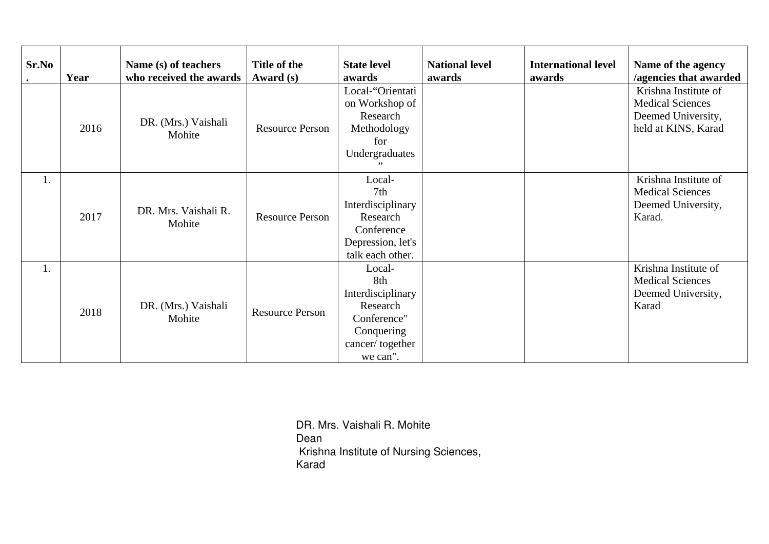| Sr.No. | Year | Name (s) of teachers who received the awards | Title of the Award (s) | State level awards | National level awards | International level awards | Name of the agency /agencies that awarded |
|---|---|---|---|---|---|---|---|
| | 2016 | DR. (Mrs.) Vaishali Mohite | Resource Person | Local-"Orientation Workshop of Research Methodology for Undergraduates" | | | Krishna Institute of Medical Sciences Deemed University, held at KINS, Karad |
| 1. | 2017 | DR. Mrs. Vaishali R. Mohite | Resource Person | Local- 7th Interdisciplinary Research Conference Depression, let's talk each other. | | | Krishna Institute of Medical Sciences Deemed University, Karad. |
| 1. | 2018 | DR. (Mrs.) Vaishali Mohite | Resource Person | Local- 8th Interdisciplinary Research Conference" Conquering cancer/ together we can". | | | Krishna Institute of Medical Sciences Deemed University, Karad |

DR. Mrs. Vaishali R. Mohite
Dean
Krishna Institute of Nursing Sciences,
Karad